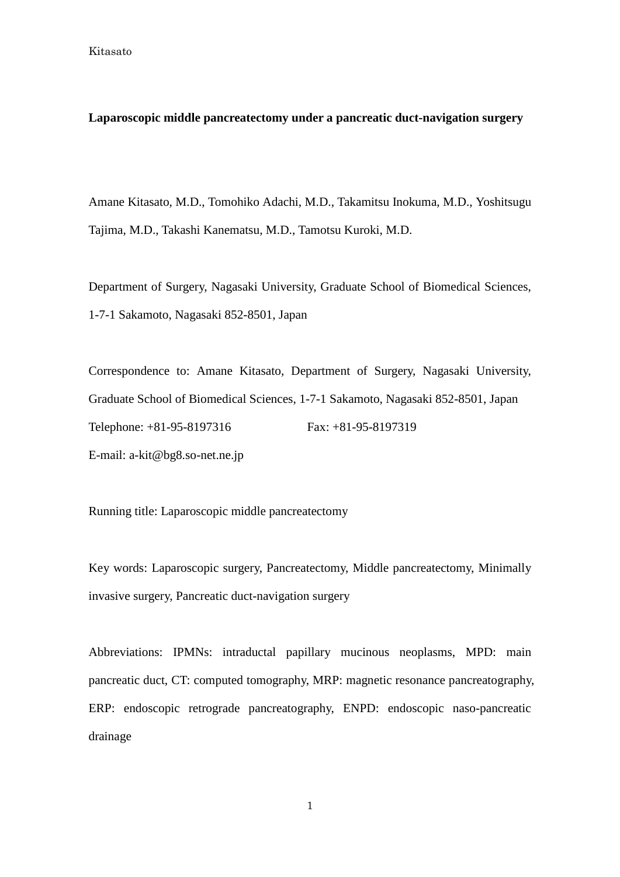# Laparoscopic middle pancreatectomy under a pancreatic duct-navigation surgery

Amane Kitasato, M.D., Tomohiko Adachi, M.D., Takamitsu Inokuma, M.D., Yoshitsugu Tajima, M.D., Takashi Kanematsu, M.D., Tamotsu Kuroki, M.D.

Department of Surgery, Nagasaki University, Graduate School of Biomedical Sciences, 1-7-1 Sakamoto, Nagasaki 852-8501, Japan

Correspondence to: Amane Kitasato, Department of Surgery, Nagasaki University, Graduate School of Biomedical Sciences, 1-7-1 Sakamoto, Nagasaki 852-8501, Japan

Telephone: +81-95-8197316 Fax: +81-95-8197319

E-mail: a-kit@bg8.so-net.ne.jp

Running title: Laparoscopic middle pancreatectomy

Key words: Laparoscopic surgery, Pancreatectomy, Middle pancreatectomy, Minimally invasive surgery, Pancreatic duct-navigation surgery

Abbreviations: IPMNs: intraductal papillary mucinous neoplasms, MPD: main pancreatic duct, CT: computed tomography, MRP: magnetic resonance pancreatography, ERP: endoscopic retrograde pancreatography, ENPD: endoscopic naso-pancreatic drainage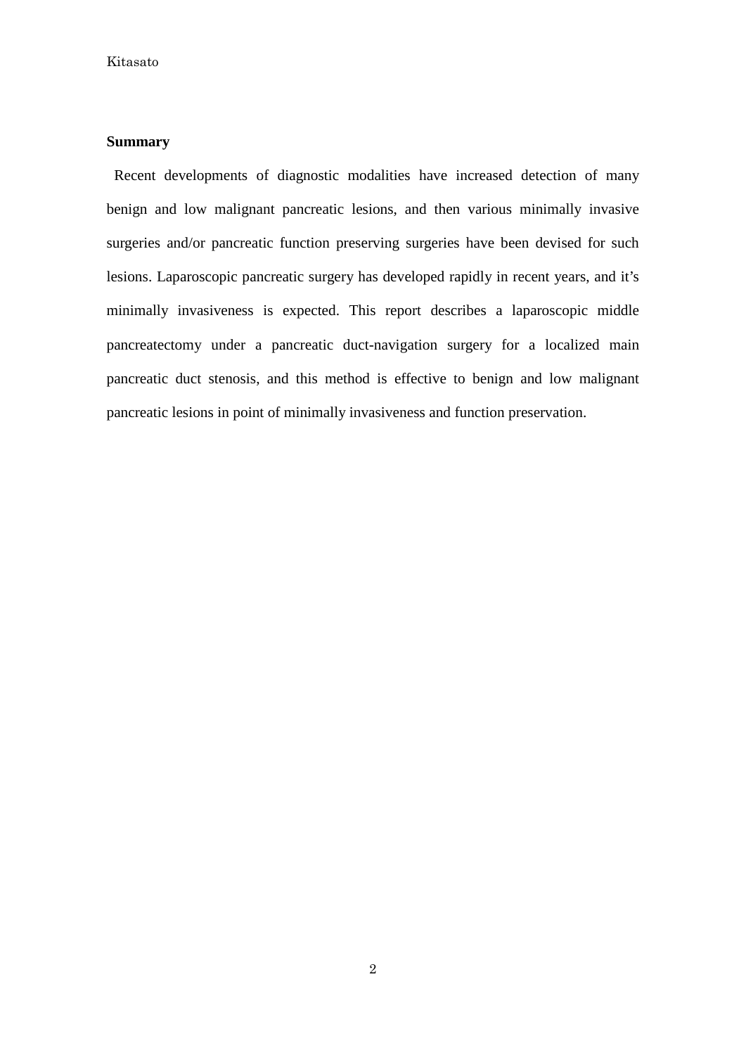**Summary**

Recent developments of diagnostic modalities have increased detection of many benign and low malignant pancreatic lesions, and then various minimally invasive surgeries and/or pancreatic function preserving surgeries have been devised for such lesions. Laparoscopic pancreatic surgery has developed rapidly in recent years, and it's minimally invasiveness is expected. This report describes a laparoscopic middle pancreatectomy under a pancreatic duct-navigation surgery for a localized main pancreatic duct stenosis, and this method is effective to benign and low malignant pancreatic lesions in point of minimally invasiveness and function preservation.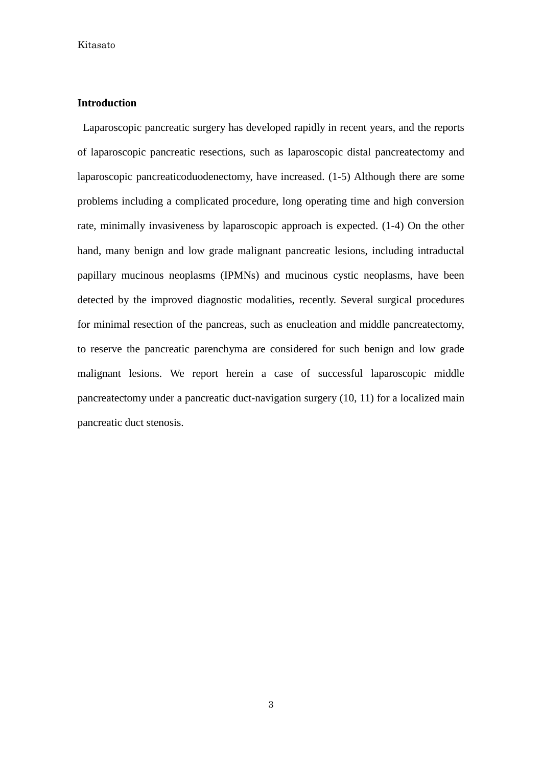## Introduction

Laparoscopic pancreatic surgery has developed rapidly in recent years, and the reports of laparoscopic pancreatic resections, such as laparoscopic distal pancreatectomy and laparoscopic pancreaticoduodenectomy, have increased. (1-5) Although there are some problems including a complicated procedure, long operating time and high conversion rate, minimally invasiveness by laparoscopic approach is expected. (1-4) On the other hand, many benign and low grade malignant pancreatic lesions, including intraductal papillary mucinous neoplasms (IPMNs) and mucinous cystic neoplasms, have been detected by the improved diagnostic modalities, recently. Several surgical procedures for minimal resection of the pancreas, such as enucleation and middle pancreatectomy, to reserve the pancreatic parenchyma are considered for such benign and low grade malignant lesions. We report herein a case of successful laparoscopic middle pancreatectomy under a pancreatic duct-navigation surgery (10, 11) for a localized main pancreatic duct stenosis.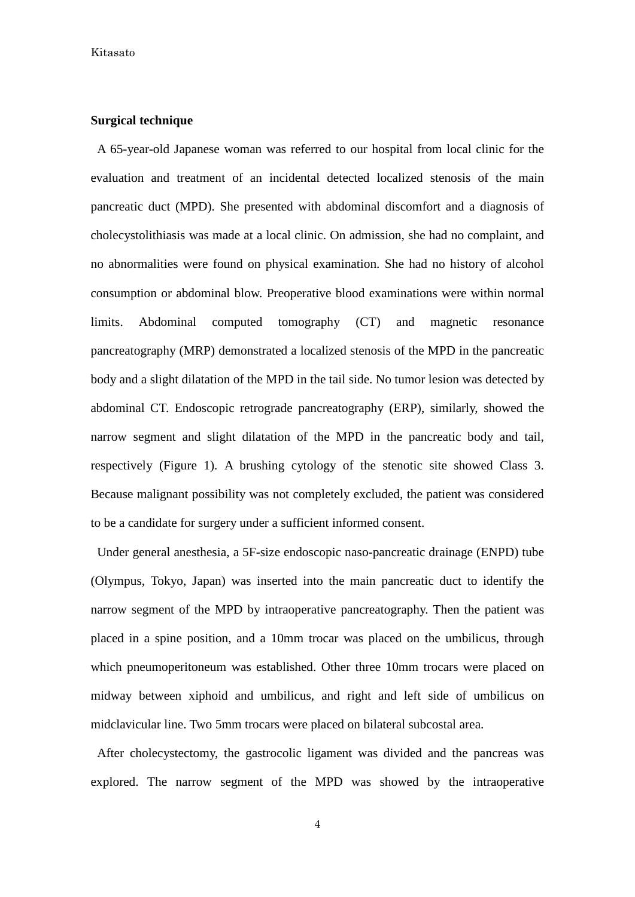**Surgical technique**

A 65-year-old Japanese woman was referred to our hospital from local clinic for the evaluation and treatment of an incidental detected localized stenosis of the main pancreatic duct (MPD). She presented with abdominal discomfort and a diagnosis of cholecystolithiasis was made at a local clinic. On admission, she had no complaint, and no abnormalities were found on physical examination. She had no history of alcohol consumption or abdominal blow. Preoperative blood examinations were within normal limits. Abdominal computed tomography (CT) and magnetic resonance pancreatography (MRP) demonstrated a localized stenosis of the MPD in the pancreatic body and a slight dilatation of the MPD in the tail side. No tumor lesion was detected by abdominal CT. Endoscopic retrograde pancreatography (ERP), similarly, showed the narrow segment and slight dilatation of the MPD in the pancreatic body and tail, respectively (Figure 1). A brushing cytology of the stenotic site showed Class 3. Because malignant possibility was not completely excluded, the patient was considered to be a candidate for surgery under a sufficient informed consent.

Under general anesthesia, a 5F-size endoscopic naso-pancreatic drainage (ENPD) tube (Olympus, Tokyo, Japan) was inserted into the main pancreatic duct to identify the narrow segment of the MPD by intraoperative pancreatography. Then the patient was placed in a spine position, and a 10mm trocar was placed on the umbilicus, through which pneumoperitoneum was established. Other three 10mm trocars were placed on midway between xiphoid and umbilicus, and right and left side of umbilicus on midclavicular line. Two 5mm trocars were placed on bilateral subcostal area.

After cholecystectomy, the gastrocolic ligament was divided and the pancreas was explored. The narrow segment of the MPD was showed by the intraoperative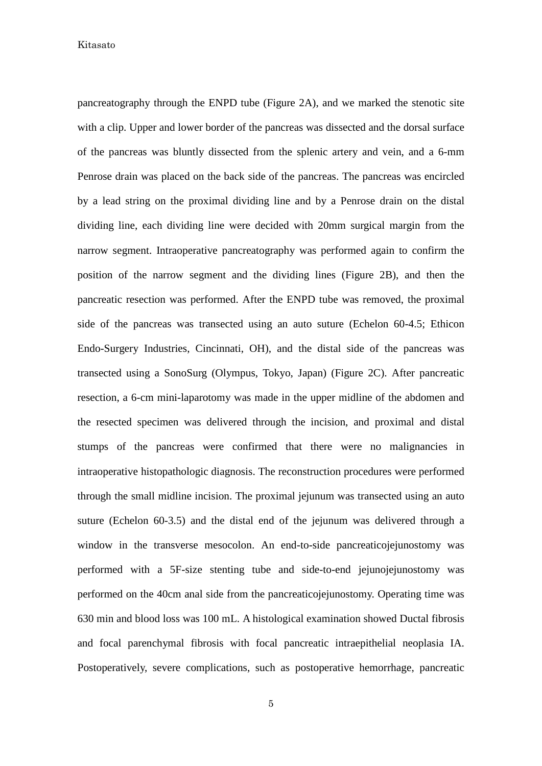pancreatography through the ENPD tube (Figure 2A), and we marked the stenotic site with a clip. Upper and lower border of the pancreas was dissected and the dorsal surface of the pancreas was bluntly dissected from the splenic artery and vein, and a 6-mm Penrose drain was placed on the back side of the pancreas. The pancreas was encircled by a lead string on the proximal dividing line and by a Penrose drain on the distal dividing line, each dividing line were decided with 20mm surgical margin from the narrow segment. Intraoperative pancreatography was performed again to confirm the position of the narrow segment and the dividing lines (Figure 2B), and then the pancreatic resection was performed. After the ENPD tube was removed, the proximal side of the pancreas was transected using an auto suture (Echelon 60-4.5; Ethicon Endo-Surgery Industries, Cincinnati, OH), and the distal side of the pancreas was transected using a SonoSurg (Olympus, Tokyo, Japan) (Figure 2C). After pancreatic resection, a 6-cm mini-laparotomy was made in the upper midline of the abdomen and the resected specimen was delivered through the incision, and proximal and distal stumps of the pancreas were confirmed that there were no malignancies in intraoperative histopathologic diagnosis. The reconstruction procedures were performed through the small midline incision. The proximal jejunum was transected using an auto suture (Echelon 60-3.5) and the distal end of the jejunum was delivered through a window in the transverse mesocolon. An end-to-side pancreaticojejunostomy was performed with a 5F-size stenting tube and side-to-end jejunojejunostomy was performed on the 40cm anal side from the pancreaticojejunostomy. Operating time was 630 min and blood loss was 100 mL. A histological examination showed Ductal fibrosis and focal parenchymal fibrosis with focal pancreatic intraepithelial neoplasia IA. Postoperatively, severe complications, such as postoperative hemorrhage, pancreatic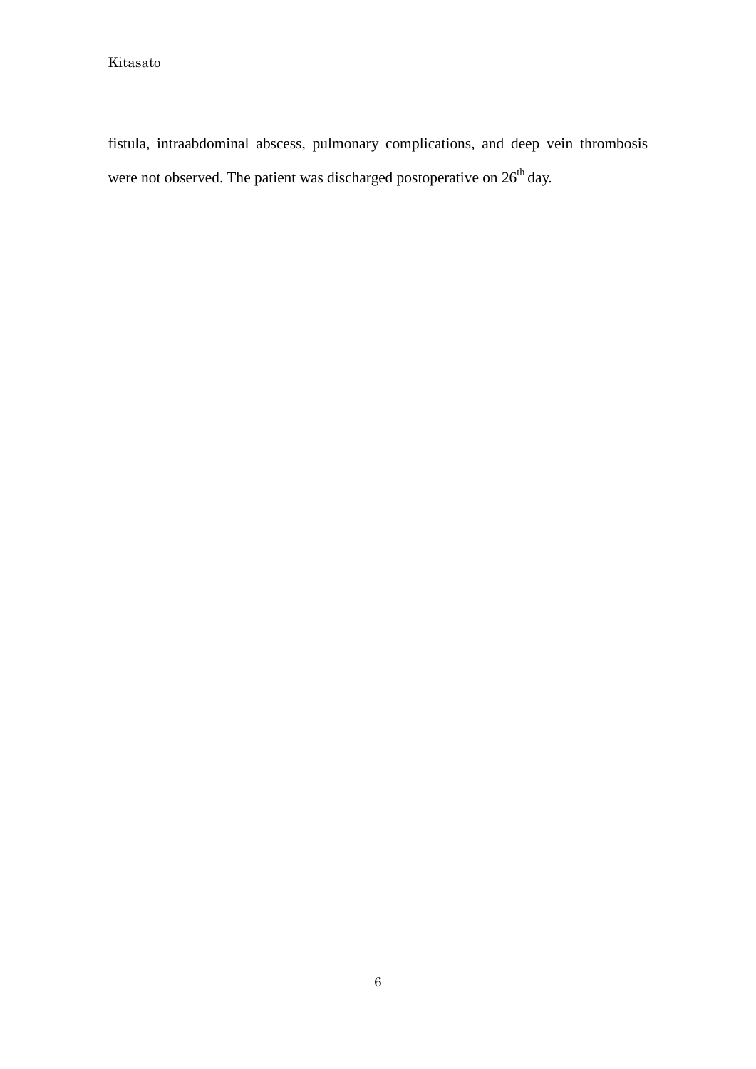fistula, intraabdominal abscess, pulmonary complications, and deep vein thrombosis were not observed. The patient was discharged postoperative on 26th day.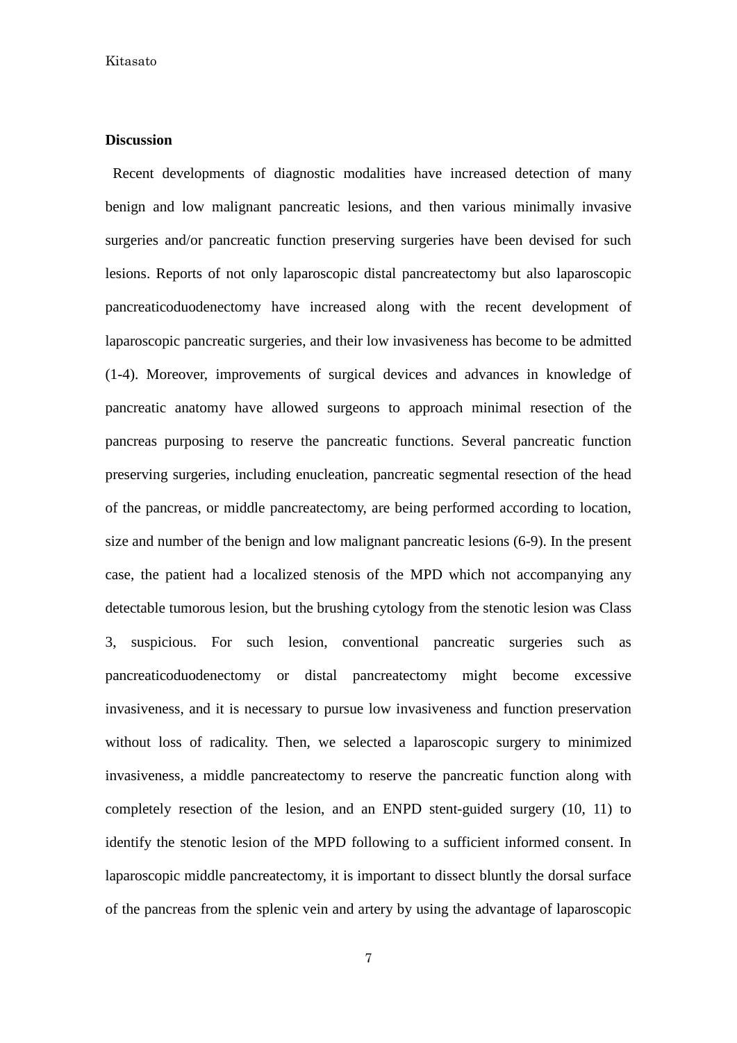## Discussion

Recent developments of diagnostic modalities have increased detection of many benign and low malignant pancreatic lesions, and then various minimally invasive surgeries and/or pancreatic function preserving surgeries have been devised for such lesions. Reports of not only laparoscopic distal pancreatectomy but also laparoscopic pancreaticoduodenectomy have increased along with the recent development of laparoscopic pancreatic surgeries, and their low invasiveness has become to be admitted (1-4). Moreover, improvements of surgical devices and advances in knowledge of pancreatic anatomy have allowed surgeons to approach minimal resection of the pancreas purposing to reserve the pancreatic functions. Several pancreatic function preserving surgeries, including enucleation, pancreatic segmental resection of the head of the pancreas, or middle pancreatectomy, are being performed according to location, size and number of the benign and low malignant pancreatic lesions (6-9). In the present case, the patient had a localized stenosis of the MPD which not accompanying any detectable tumorous lesion, but the brushing cytology from the stenotic lesion was Class 3, suspicious. For such lesion, conventional pancreatic surgeries such as pancreaticoduodenectomy or distal pancreatectomy might become excessive invasiveness, and it is necessary to pursue low invasiveness and function preservation without loss of radicality. Then, we selected a laparoscopic surgery to minimized invasiveness, a middle pancreatectomy to reserve the pancreatic function along with completely resection of the lesion, and an ENPD stent-guided surgery (10, 11) to identify the stenotic lesion of the MPD following to a sufficient informed consent. In laparoscopic middle pancreatectomy, it is important to dissect bluntly the dorsal surface of the pancreas from the splenic vein and artery by using the advantage of laparoscopic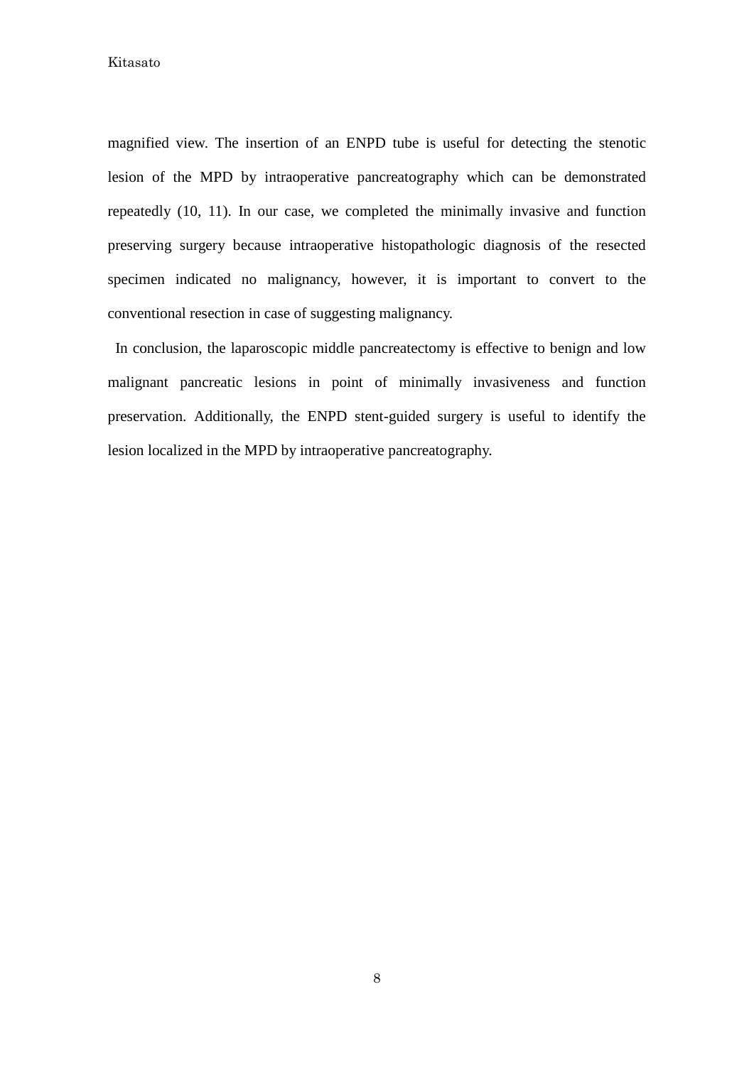magnified view. The insertion of an ENPD tube is useful for detecting the stenotic lesion of the MPD by intraoperative pancreatography which can be demonstrated repeatedly (10, 11). In our case, we completed the minimally invasive and function preserving surgery because intraoperative histopathologic diagnosis of the resected specimen indicated no malignancy, however, it is important to convert to the conventional resection in case of suggesting malignancy.

In conclusion, the laparoscopic middle pancreatectomy is effective to benign and low malignant pancreatic lesions in point of minimally invasiveness and function preservation. Additionally, the ENPD stent-guided surgery is useful to identify the lesion localized in the MPD by intraoperative pancreatography.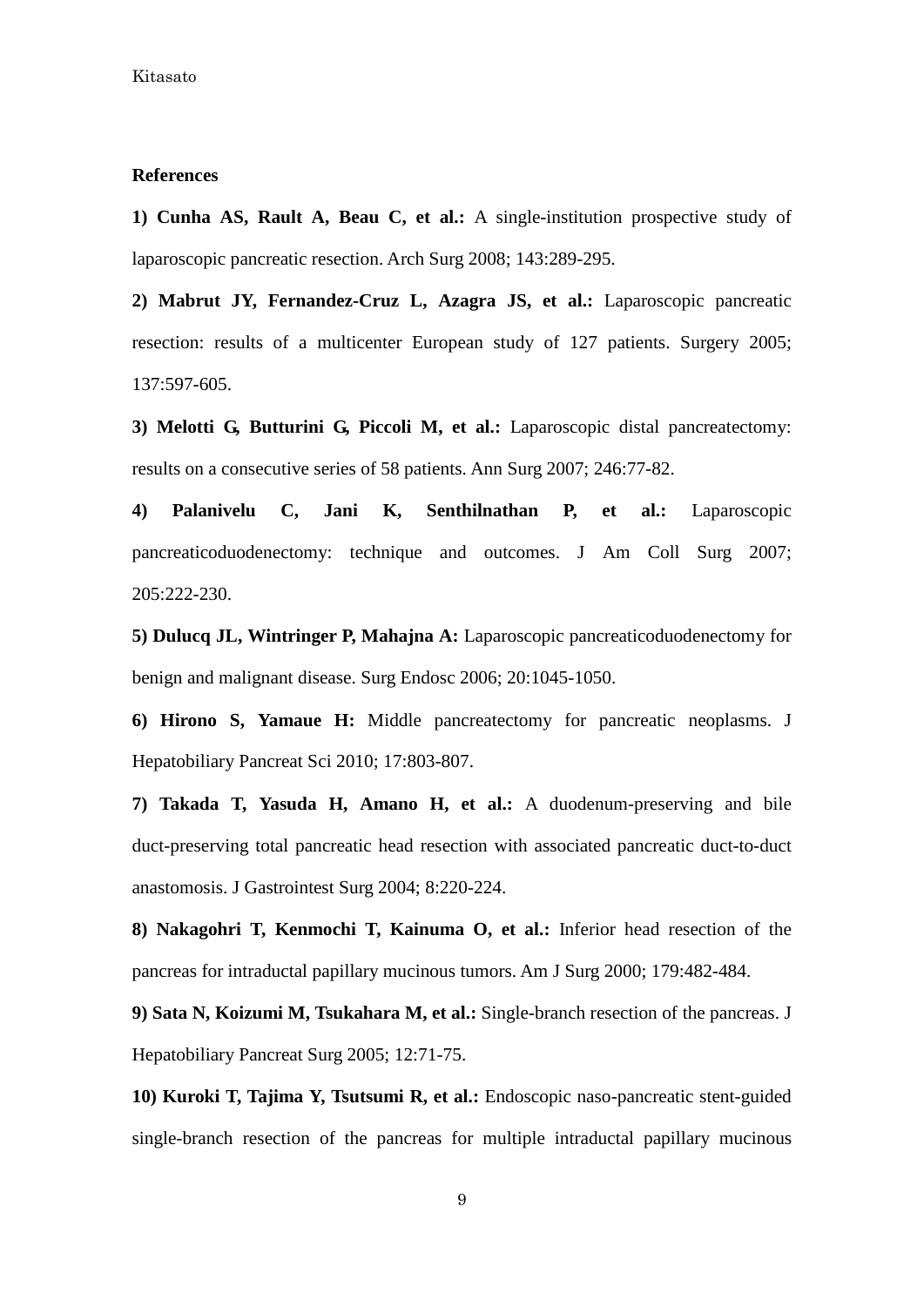## References

**1) Cunha AS, Rault A, Beau C, et al.:** A single-institution prospective study of laparoscopic pancreatic resection. Arch Surg 2008; 143:289-295.

**2) Mabrut JY, Fernandez-Cruz L, Azagra JS, et al.:** Laparoscopic pancreatic resection: results of a multicenter European study of 127 patients. Surgery 2005; 137:597-605.

**3) Melotti G, Butturini G, Piccoli M, et al.:** Laparoscopic distal pancreatectomy: results on a consecutive series of 58 patients. Ann Surg 2007; 246:77-82.

**4) Palanivelu C, Jani K, Senthilnathan P, et al.:** Laparoscopic pancreaticoduodenectomy: technique and outcomes. J Am Coll Surg 2007; 205:222-230.

**5) Dulucq JL, Wintringer P, Mahajna A:** Laparoscopic pancreaticoduodenectomy for benign and malignant disease. Surg Endosc 2006; 20:1045-1050.

**6) Hirono S, Yamaue H:** Middle pancreatectomy for pancreatic neoplasms. J Hepatobiliary Pancreat Sci 2010; 17:803-807.

**7) Takada T, Yasuda H, Amano H, et al.:** A duodenum-preserving and bile duct-preserving total pancreatic head resection with associated pancreatic duct-to-duct anastomosis. J Gastrointest Surg 2004; 8:220-224.

**8) Nakagohri T, Kenmochi T, Kainuma O, et al.:** Inferior head resection of the pancreas for intraductal papillary mucinous tumors. Am J Surg 2000; 179:482-484.

**9) Sata N, Koizumi M, Tsukahara M, et al.:** Single-branch resection of the pancreas. J Hepatobiliary Pancreat Surg 2005; 12:71-75.

**10) Kuroki T, Tajima Y, Tsutsumi R, et al.:** Endoscopic naso-pancreatic stent-guided single-branch resection of the pancreas for multiple intraductal papillary mucinous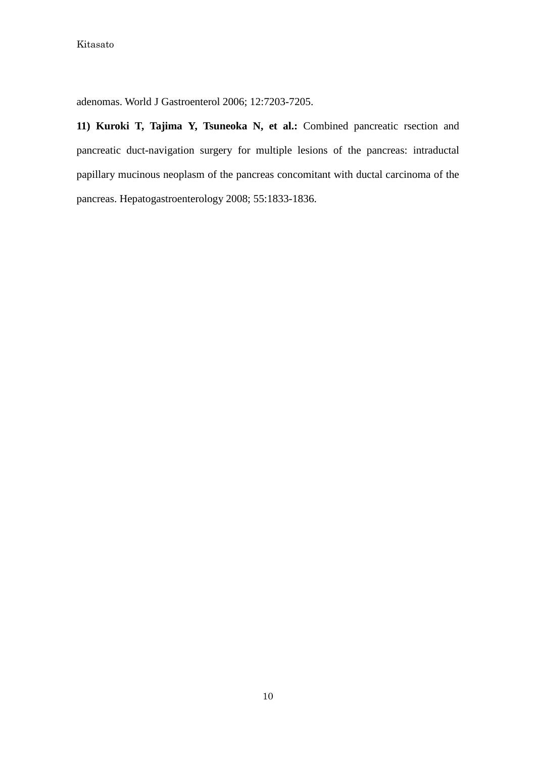adenomas. World J Gastroenterol 2006; 12:7203-7205.

**11) Kuroki T, Tajima Y, Tsuneoka N, et al.:** Combined pancreatic rsection and pancreatic duct-navigation surgery for multiple lesions of the pancreas: intraductal papillary mucinous neoplasm of the pancreas concomitant with ductal carcinoma of the pancreas. Hepatogastroenterology 2008; 55:1833-1836.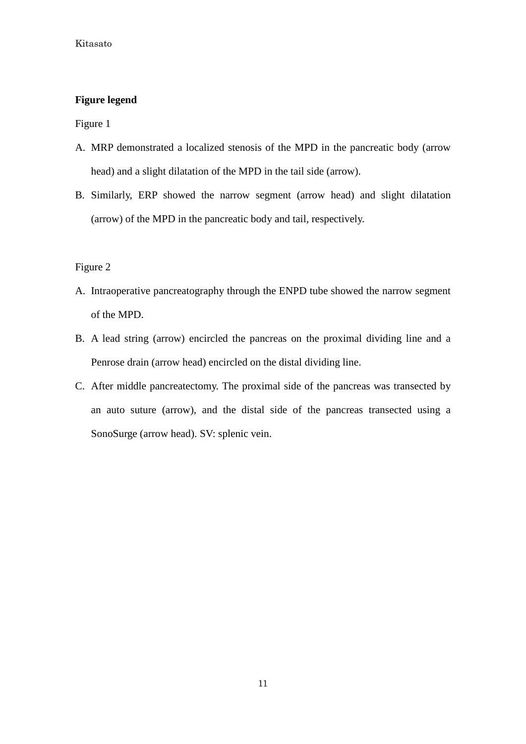**Figure legend**

Figure 1

A. MRP demonstrated a localized stenosis of the MPD in the pancreatic body (arrow head) and a slight dilatation of the MPD in the tail side (arrow).
B. Similarly, ERP showed the narrow segment (arrow head) and slight dilatation (arrow) of the MPD in the pancreatic body and tail, respectively.

Figure 2

A. Intraoperative pancreatography through the ENPD tube showed the narrow segment of the MPD.
B. A lead string (arrow) encircled the pancreas on the proximal dividing line and a Penrose drain (arrow head) encircled on the distal dividing line.
C. After middle pancreatectomy. The proximal side of the pancreas was transected by an auto suture (arrow), and the distal side of the pancreas transected using a SonoSurge (arrow head). SV: splenic vein.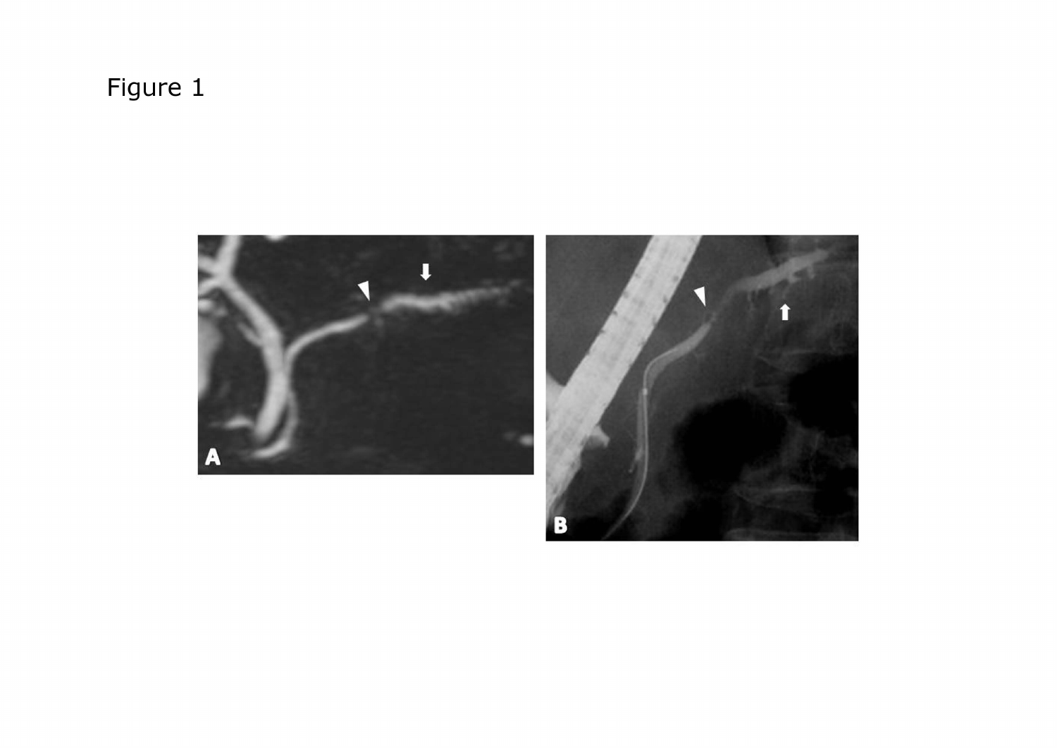Figure 1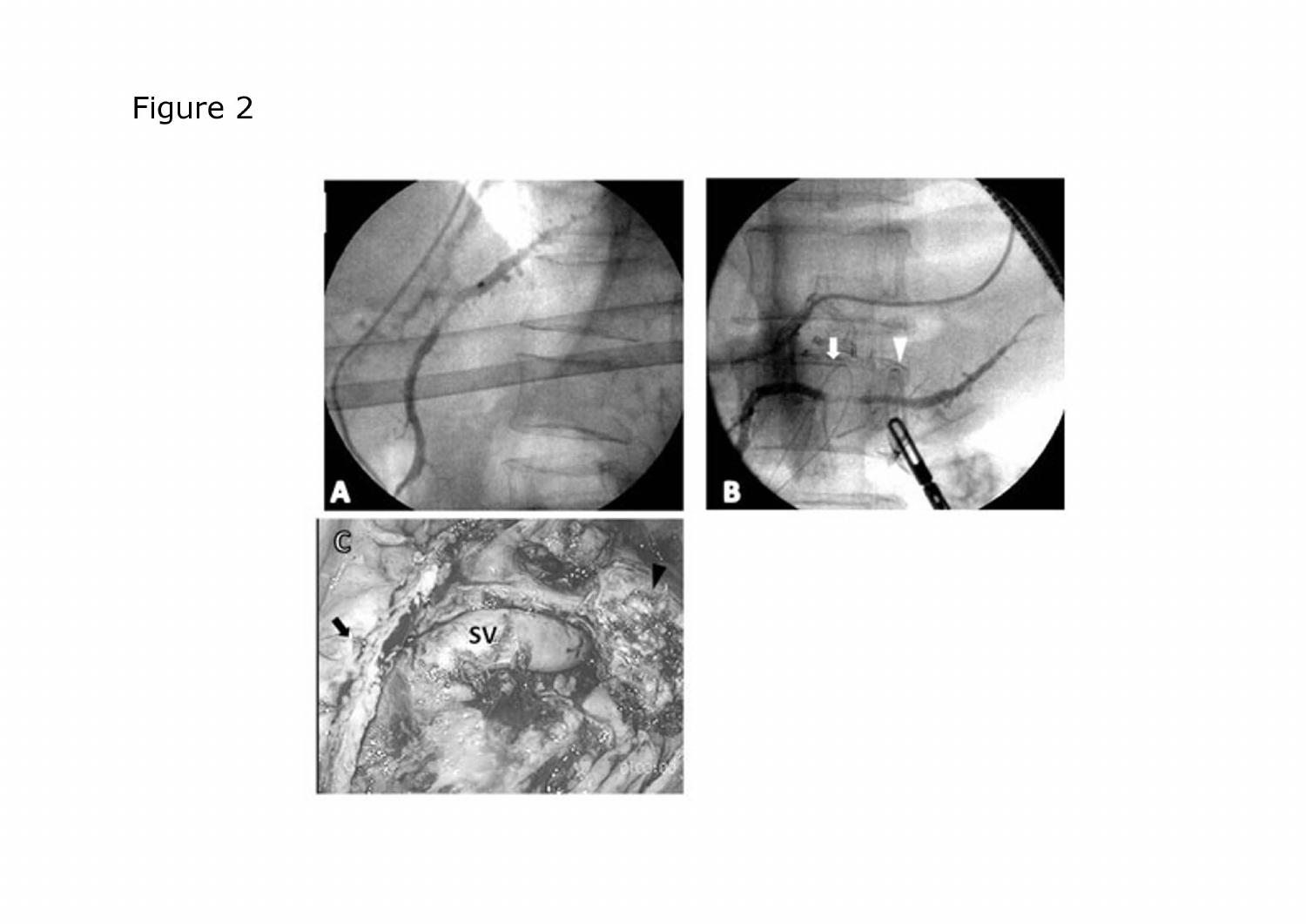Figure 2